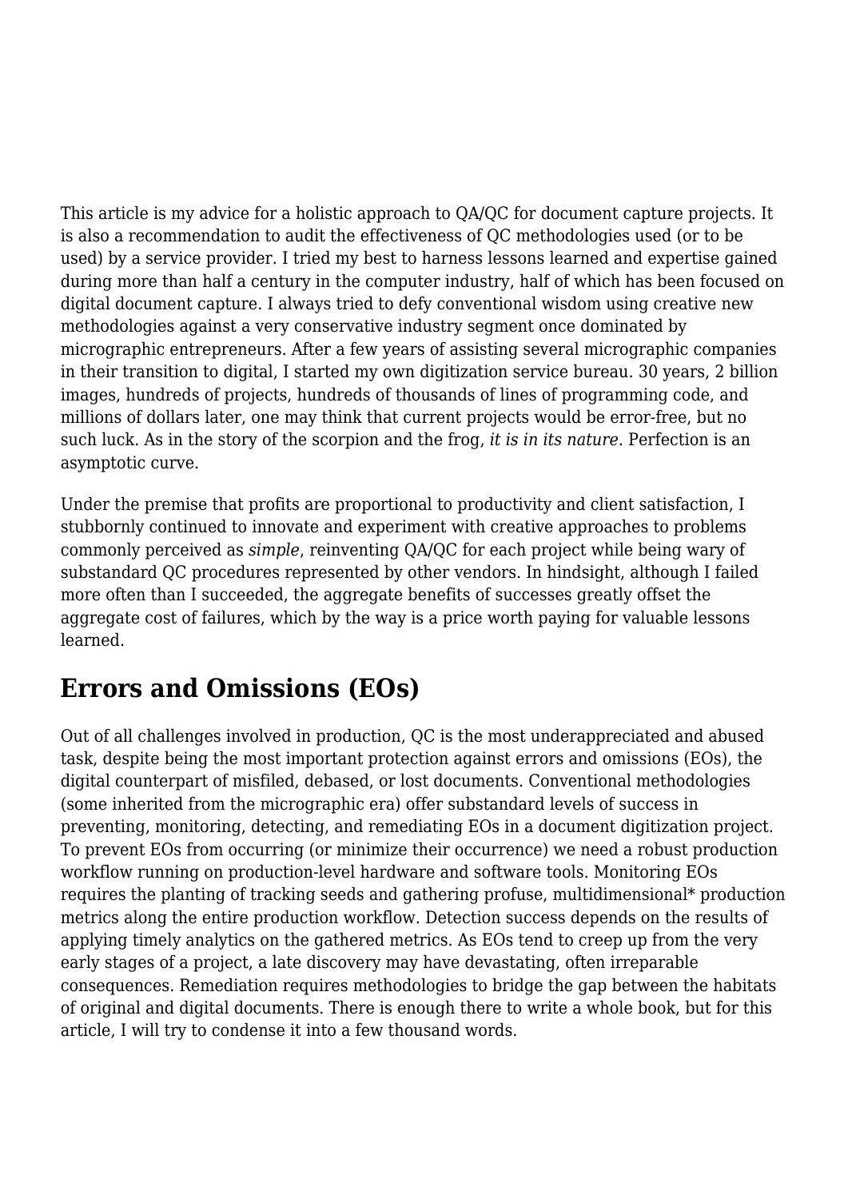This article is my advice for a holistic approach to QA/QC for document capture projects. It is also a recommendation to audit the effectiveness of QC methodologies used (or to be used) by a service provider. I tried my best to harness lessons learned and expertise gained during more than half a century in the computer industry, half of which has been focused on digital document capture. I always tried to defy conventional wisdom using creative new methodologies against a very conservative industry segment once dominated by micrographic entrepreneurs. After a few years of assisting several micrographic companies in their transition to digital, I started my own digitization service bureau. 30 years, 2 billion images, hundreds of projects, hundreds of thousands of lines of programming code, and millions of dollars later, one may think that current projects would be error-free, but no such luck. As in the story of the scorpion and the frog, *it is in its nature*. Perfection is an asymptotic curve.

Under the premise that profits are proportional to productivity and client satisfaction, I stubbornly continued to innovate and experiment with creative approaches to problems commonly perceived as *simple*, reinventing QA/QC for each project while being wary of substandard QC procedures represented by other vendors. In hindsight, although I failed more often than I succeeded, the aggregate benefits of successes greatly offset the aggregate cost of failures, which by the way is a price worth paying for valuable lessons learned.

## Errors and Omissions (EOs)

Out of all challenges involved in production, QC is the most underappreciated and abused task, despite being the most important protection against errors and omissions (EOs), the digital counterpart of misfiled, debased, or lost documents. Conventional methodologies (some inherited from the micrographic era) offer substandard levels of success in preventing, monitoring, detecting, and remediating EOs in a document digitization project. To prevent EOs from occurring (or minimize their occurrence) we need a robust production workflow running on production-level hardware and software tools. Monitoring EOs requires the planting of tracking seeds and gathering profuse, multidimensional* production metrics along the entire production workflow. Detection success depends on the results of applying timely analytics on the gathered metrics. As EOs tend to creep up from the very early stages of a project, a late discovery may have devastating, often irreparable consequences. Remediation requires methodologies to bridge the gap between the habitats of original and digital documents. There is enough there to write a whole book, but for this article, I will try to condense it into a few thousand words.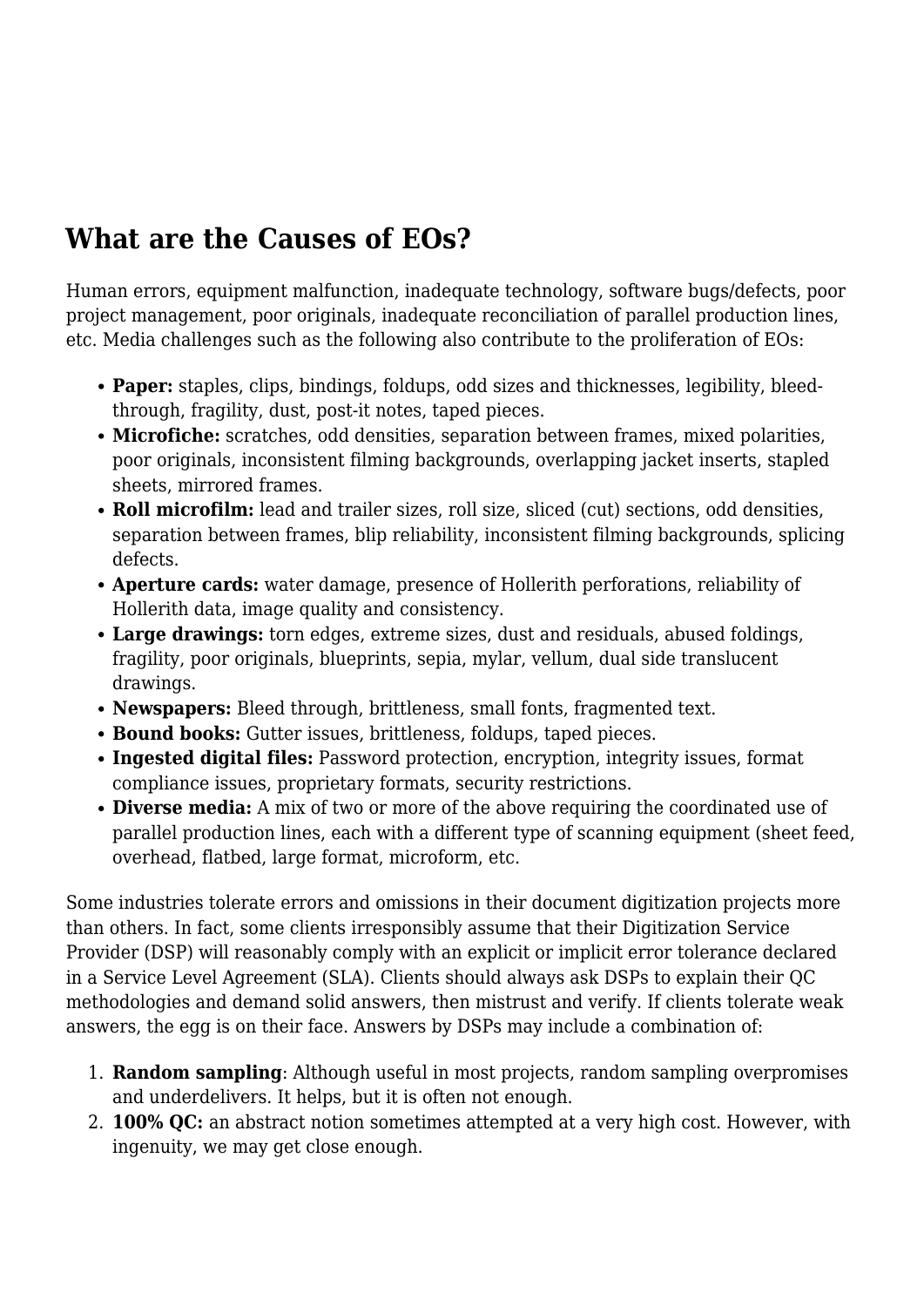## What are the Causes of EOs?

Human errors, equipment malfunction, inadequate technology, software bugs/defects, poor project management, poor originals, inadequate reconciliation of parallel production lines, etc. Media challenges such as the following also contribute to the proliferation of EOs:

- **Paper:** staples, clips, bindings, foldups, odd sizes and thicknesses, legibility, bleed-through, fragility, dust, post-it notes, taped pieces.
- **Microfiche:** scratches, odd densities, separation between frames, mixed polarities, poor originals, inconsistent filming backgrounds, overlapping jacket inserts, stapled sheets, mirrored frames.
- **Roll microfilm:** lead and trailer sizes, roll size, sliced (cut) sections, odd densities, separation between frames, blip reliability, inconsistent filming backgrounds, splicing defects.
- **Aperture cards:** water damage, presence of Hollerith perforations, reliability of Hollerith data, image quality and consistency.
- **Large drawings:** torn edges, extreme sizes, dust and residuals, abused foldings, fragility, poor originals, blueprints, sepia, mylar, vellum, dual side translucent drawings.
- **Newspapers:** Bleed through, brittleness, small fonts, fragmented text.
- **Bound books:** Gutter issues, brittleness, foldups, taped pieces.
- **Ingested digital files:** Password protection, encryption, integrity issues, format compliance issues, proprietary formats, security restrictions.
- **Diverse media:** A mix of two or more of the above requiring the coordinated use of parallel production lines, each with a different type of scanning equipment (sheet feed, overhead, flatbed, large format, microform, etc.

Some industries tolerate errors and omissions in their document digitization projects more than others. In fact, some clients irresponsibly assume that their Digitization Service Provider (DSP) will reasonably comply with an explicit or implicit error tolerance declared in a Service Level Agreement (SLA). Clients should always ask DSPs to explain their QC methodologies and demand solid answers, then mistrust and verify. If clients tolerate weak answers, the egg is on their face. Answers by DSPs may include a combination of:

1. **Random sampling**: Although useful in most projects, random sampling overpromises and underdelivers. It helps, but it is often not enough.
2. **100% QC:** an abstract notion sometimes attempted at a very high cost. However, with ingenuity, we may get close enough.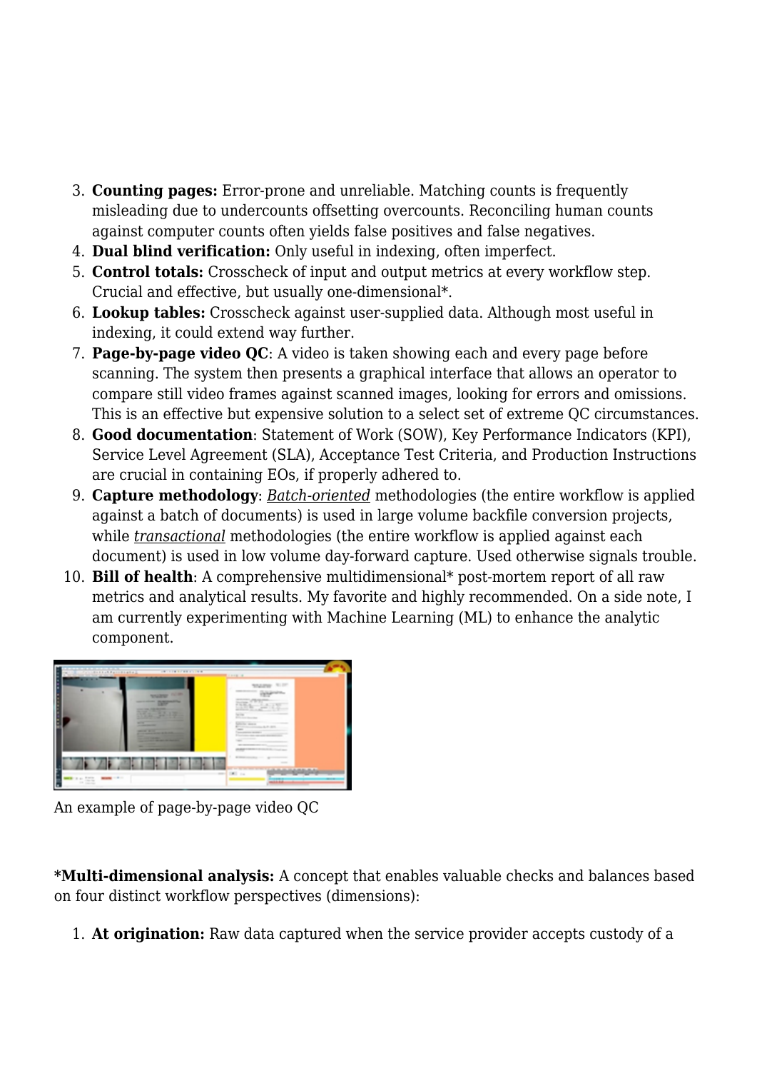3. **Counting pages:** Error-prone and unreliable. Matching counts is frequently misleading due to undercounts offsetting overcounts. Reconciling human counts against computer counts often yields false positives and false negatives.
4. **Dual blind verification:** Only useful in indexing, often imperfect.
5. **Control totals:** Crosscheck of input and output metrics at every workflow step. Crucial and effective, but usually one-dimensional*.
6. **Lookup tables:** Crosscheck against user-supplied data. Although most useful in indexing, it could extend way further.
7. **Page-by-page video QC**: A video is taken showing each and every page before scanning. The system then presents a graphical interface that allows an operator to compare still video frames against scanned images, looking for errors and omissions. This is an effective but expensive solution to a select set of extreme QC circumstances.
8. **Good documentation**: Statement of Work (SOW), Key Performance Indicators (KPI), Service Level Agreement (SLA), Acceptance Test Criteria, and Production Instructions are crucial in containing EOs, if properly adhered to.
9. **Capture methodology**: *Batch-oriented* methodologies (the entire workflow is applied against a batch of documents) is used in large volume backfile conversion projects, while *transactional* methodologies (the entire workflow is applied against each document) is used in low volume day-forward capture. Used otherwise signals trouble.
10. **Bill of health**: A comprehensive multidimensional* post-mortem report of all raw metrics and analytical results. My favorite and highly recommended. On a side note, I am currently experimenting with Machine Learning (ML) to enhance the analytic component.

An example of page-by-page video QC

***Multi-dimensional analysis:** A concept that enables valuable checks and balances based on four distinct workflow perspectives (dimensions):

1. **At origination:** Raw data captured when the service provider accepts custody of a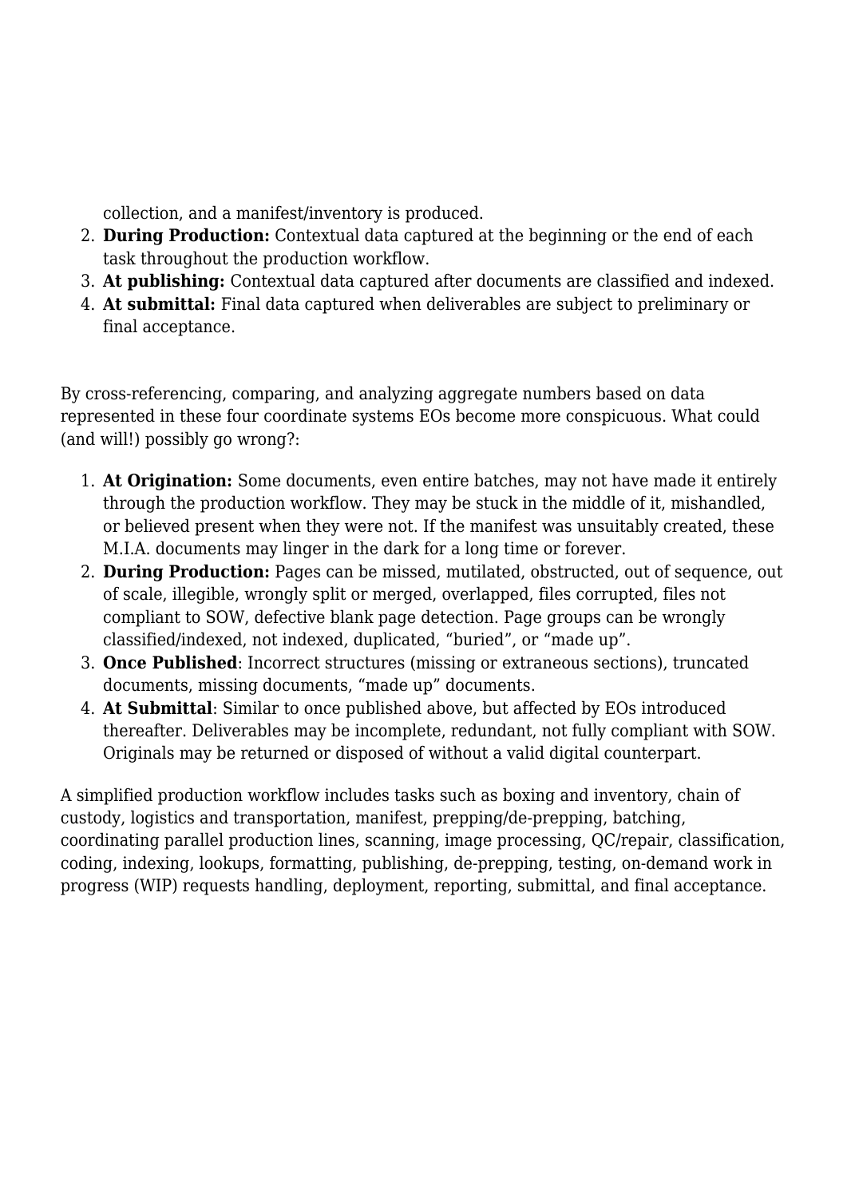collection, and a manifest/inventory is produced.

2. **During Production:** Contextual data captured at the beginning or the end of each task throughout the production workflow.
3. **At publishing:** Contextual data captured after documents are classified and indexed.
4. **At submittal:** Final data captured when deliverables are subject to preliminary or final acceptance.

By cross-referencing, comparing, and analyzing aggregate numbers based on data represented in these four coordinate systems EOs become more conspicuous. What could (and will!) possibly go wrong?:

1. **At Origination:** Some documents, even entire batches, may not have made it entirely through the production workflow. They may be stuck in the middle of it, mishandled, or believed present when they were not. If the manifest was unsuitably created, these M.I.A. documents may linger in the dark for a long time or forever.
2. **During Production:** Pages can be missed, mutilated, obstructed, out of sequence, out of scale, illegible, wrongly split or merged, overlapped, files corrupted, files not compliant to SOW, defective blank page detection. Page groups can be wrongly classified/indexed, not indexed, duplicated, “buried”, or “made up”.
3. **Once Published**: Incorrect structures (missing or extraneous sections), truncated documents, missing documents, “made up” documents.
4. **At Submittal**: Similar to once published above, but affected by EOs introduced thereafter. Deliverables may be incomplete, redundant, not fully compliant with SOW. Originals may be returned or disposed of without a valid digital counterpart.

A simplified production workflow includes tasks such as boxing and inventory, chain of custody, logistics and transportation, manifest, prepping/de-prepping, batching, coordinating parallel production lines, scanning, image processing, QC/repair, classification, coding, indexing, lookups, formatting, publishing, de-prepping, testing, on-demand work in progress (WIP) requests handling, deployment, reporting, submittal, and final acceptance.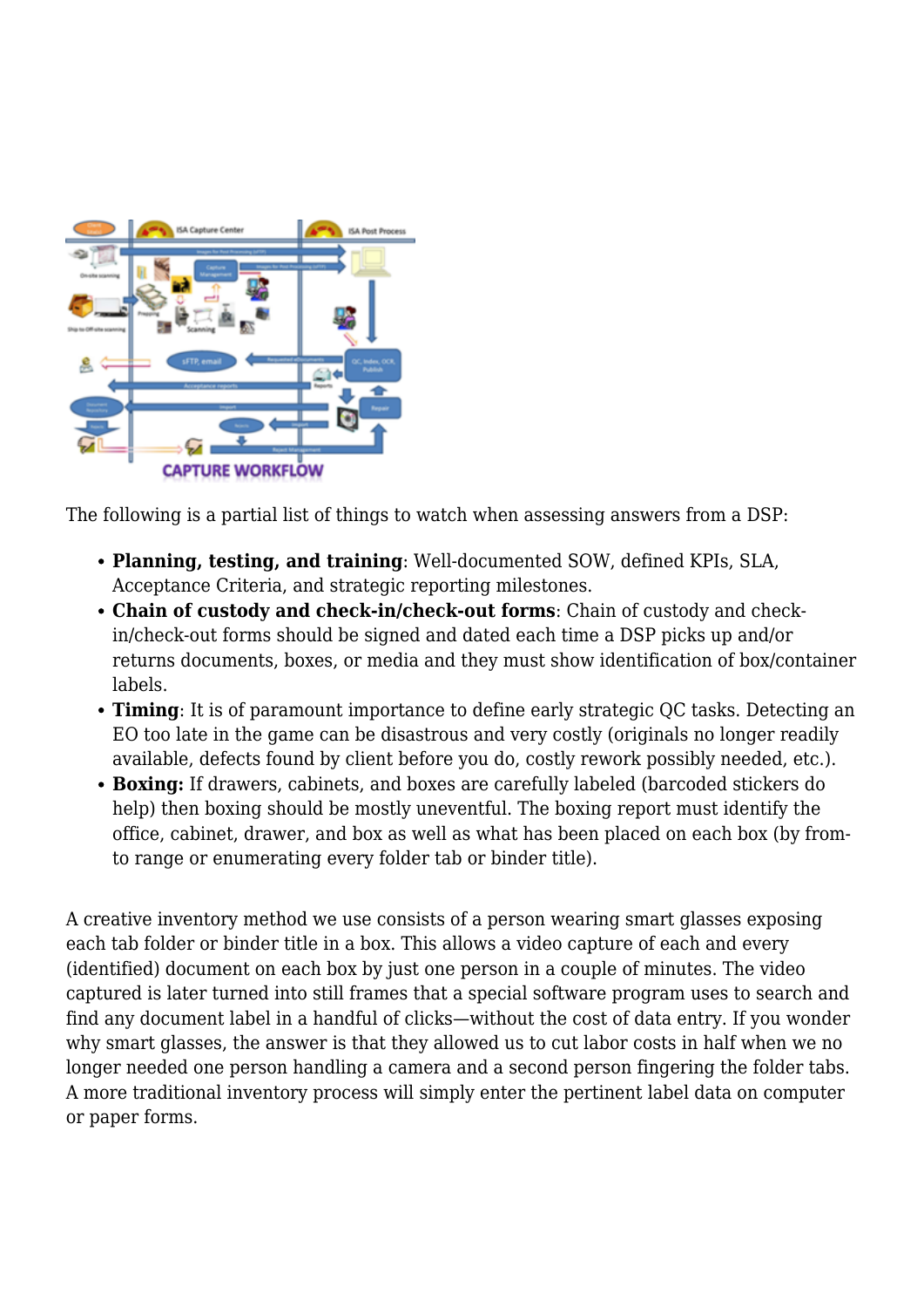The following is a partial list of things to watch when assessing answers from a DSP:

- **Planning, testing, and training**: Well-documented SOW, defined KPIs, SLA, Acceptance Criteria, and strategic reporting milestones.
- **Chain of custody and check-in/check-out forms**: Chain of custody and check-in/check-out forms should be signed and dated each time a DSP picks up and/or returns documents, boxes, or media and they must show identification of box/container labels.
- **Timing**: It is of paramount importance to define early strategic QC tasks. Detecting an EO too late in the game can be disastrous and very costly (originals no longer readily available, defects found by client before you do, costly rework possibly needed, etc.).
- **Boxing:** If drawers, cabinets, and boxes are carefully labeled (barcoded stickers do help) then boxing should be mostly uneventful. The boxing report must identify the office, cabinet, drawer, and box as well as what has been placed on each box (by from-to range or enumerating every folder tab or binder title).

A creative inventory method we use consists of a person wearing smart glasses exposing each tab folder or binder title in a box. This allows a video capture of each and every (identified) document on each box by just one person in a couple of minutes. The video captured is later turned into still frames that a special software program uses to search and find any document label in a handful of clicks—without the cost of data entry. If you wonder why smart glasses, the answer is that they allowed us to cut labor costs in half when we no longer needed one person handling a camera and a second person fingering the folder tabs. A more traditional inventory process will simply enter the pertinent label data on computer or paper forms.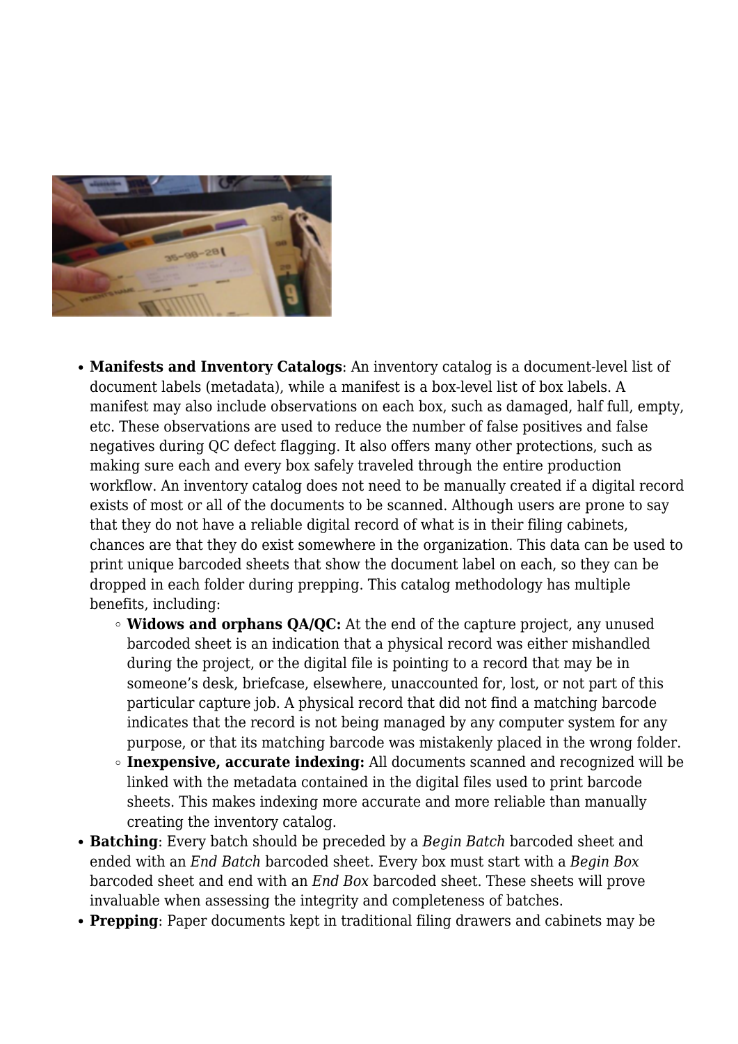- **Manifests and Inventory Catalogs**: An inventory catalog is a document-level list of document labels (metadata), while a manifest is a box-level list of box labels. A manifest may also include observations on each box, such as damaged, half full, empty, etc. These observations are used to reduce the number of false positives and false negatives during QC defect flagging. It also offers many other protections, such as making sure each and every box safely traveled through the entire production workflow. An inventory catalog does not need to be manually created if a digital record exists of most or all of the documents to be scanned. Although users are prone to say that they do not have a reliable digital record of what is in their filing cabinets, chances are that they do exist somewhere in the organization. This data can be used to print unique barcoded sheets that show the document label on each, so they can be dropped in each folder during prepping. This catalog methodology has multiple benefits, including:
  - **Widows and orphans QA/QC:** At the end of the capture project, any unused barcoded sheet is an indication that a physical record was either mishandled during the project, or the digital file is pointing to a record that may be in someone's desk, briefcase, elsewhere, unaccounted for, lost, or not part of this particular capture job. A physical record that did not find a matching barcode indicates that the record is not being managed by any computer system for any purpose, or that its matching barcode was mistakenly placed in the wrong folder.
  - **Inexpensive, accurate indexing:** All documents scanned and recognized will be linked with the metadata contained in the digital files used to print barcode sheets. This makes indexing more accurate and more reliable than manually creating the inventory catalog.
- **Batching**: Every batch should be preceded by a *Begin Batch* barcoded sheet and ended with an *End Batch* barcoded sheet. Every box must start with a *Begin Box* barcoded sheet and end with an *End Box* barcoded sheet. These sheets will prove invaluable when assessing the integrity and completeness of batches.
- **Prepping**: Paper documents kept in traditional filing drawers and cabinets may be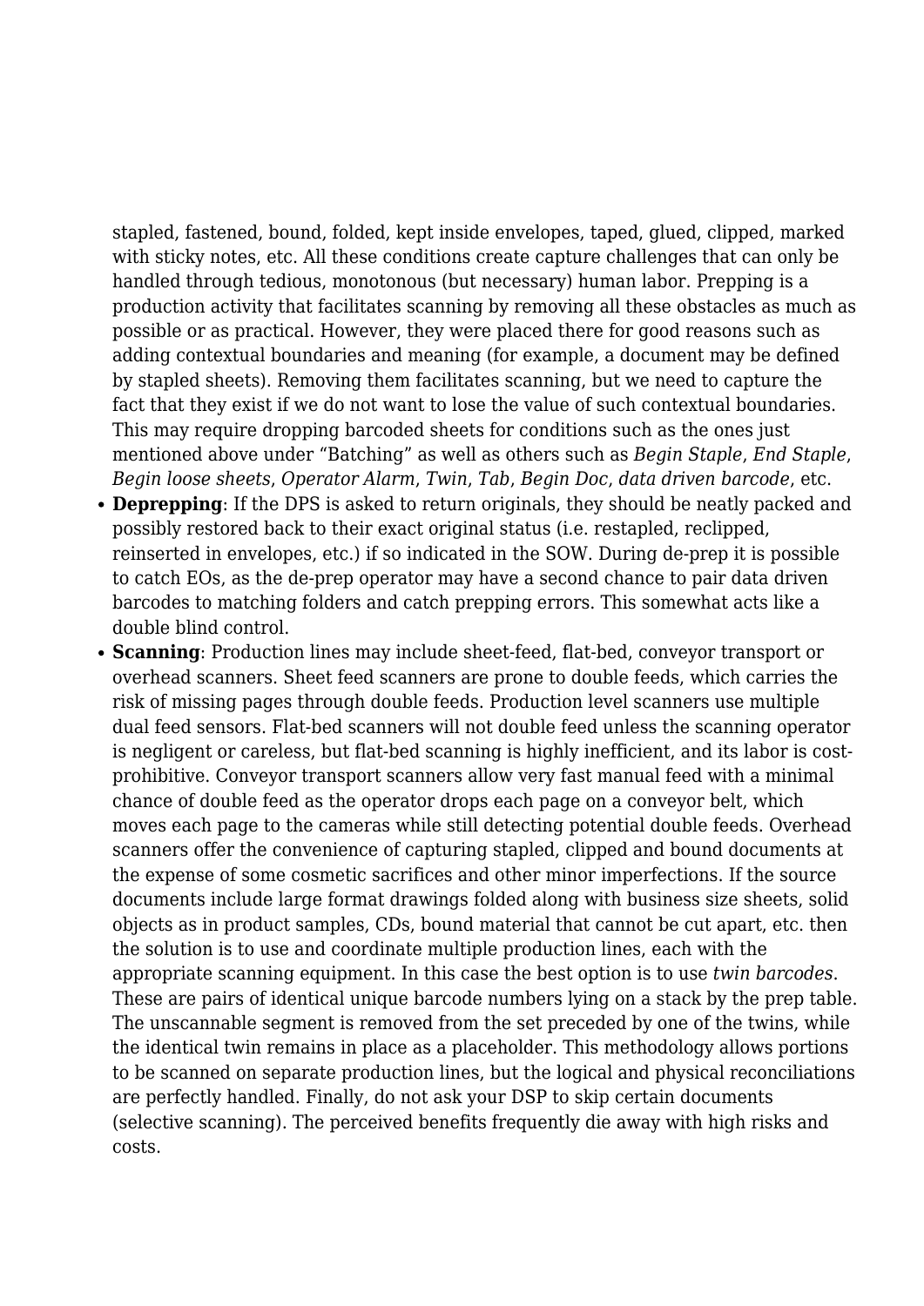stapled, fastened, bound, folded, kept inside envelopes, taped, glued, clipped, marked with sticky notes, etc. All these conditions create capture challenges that can only be handled through tedious, monotonous (but necessary) human labor. Prepping is a production activity that facilitates scanning by removing all these obstacles as much as possible or as practical. However, they were placed there for good reasons such as adding contextual boundaries and meaning (for example, a document may be defined by stapled sheets). Removing them facilitates scanning, but we need to capture the fact that they exist if we do not want to lose the value of such contextual boundaries. This may require dropping barcoded sheets for conditions such as the ones just mentioned above under "Batching" as well as others such as *Begin Staple*, *End Staple*, *Begin loose sheets*, *Operator Alarm*, *Twin*, *Tab*, *Begin Doc*, *data driven barcode*, etc.

- **Deprepping**: If the DPS is asked to return originals, they should be neatly packed and possibly restored back to their exact original status (i.e. restapled, reclipped, reinserted in envelopes, etc.) if so indicated in the SOW. During de-prep it is possible to catch EOs, as the de-prep operator may have a second chance to pair data driven barcodes to matching folders and catch prepping errors. This somewhat acts like a double blind control.
- **Scanning**: Production lines may include sheet-feed, flat-bed, conveyor transport or overhead scanners. Sheet feed scanners are prone to double feeds, which carries the risk of missing pages through double feeds. Production level scanners use multiple dual feed sensors. Flat-bed scanners will not double feed unless the scanning operator is negligent or careless, but flat-bed scanning is highly inefficient, and its labor is cost-prohibitive. Conveyor transport scanners allow very fast manual feed with a minimal chance of double feed as the operator drops each page on a conveyor belt, which moves each page to the cameras while still detecting potential double feeds. Overhead scanners offer the convenience of capturing stapled, clipped and bound documents at the expense of some cosmetic sacrifices and other minor imperfections. If the source documents include large format drawings folded along with business size sheets, solid objects as in product samples, CDs, bound material that cannot be cut apart, etc. then the solution is to use and coordinate multiple production lines, each with the appropriate scanning equipment. In this case the best option is to use *twin barcodes*. These are pairs of identical unique barcode numbers lying on a stack by the prep table. The unscannable segment is removed from the set preceded by one of the twins, while the identical twin remains in place as a placeholder. This methodology allows portions to be scanned on separate production lines, but the logical and physical reconciliations are perfectly handled. Finally, do not ask your DSP to skip certain documents (selective scanning). The perceived benefits frequently die away with high risks and costs.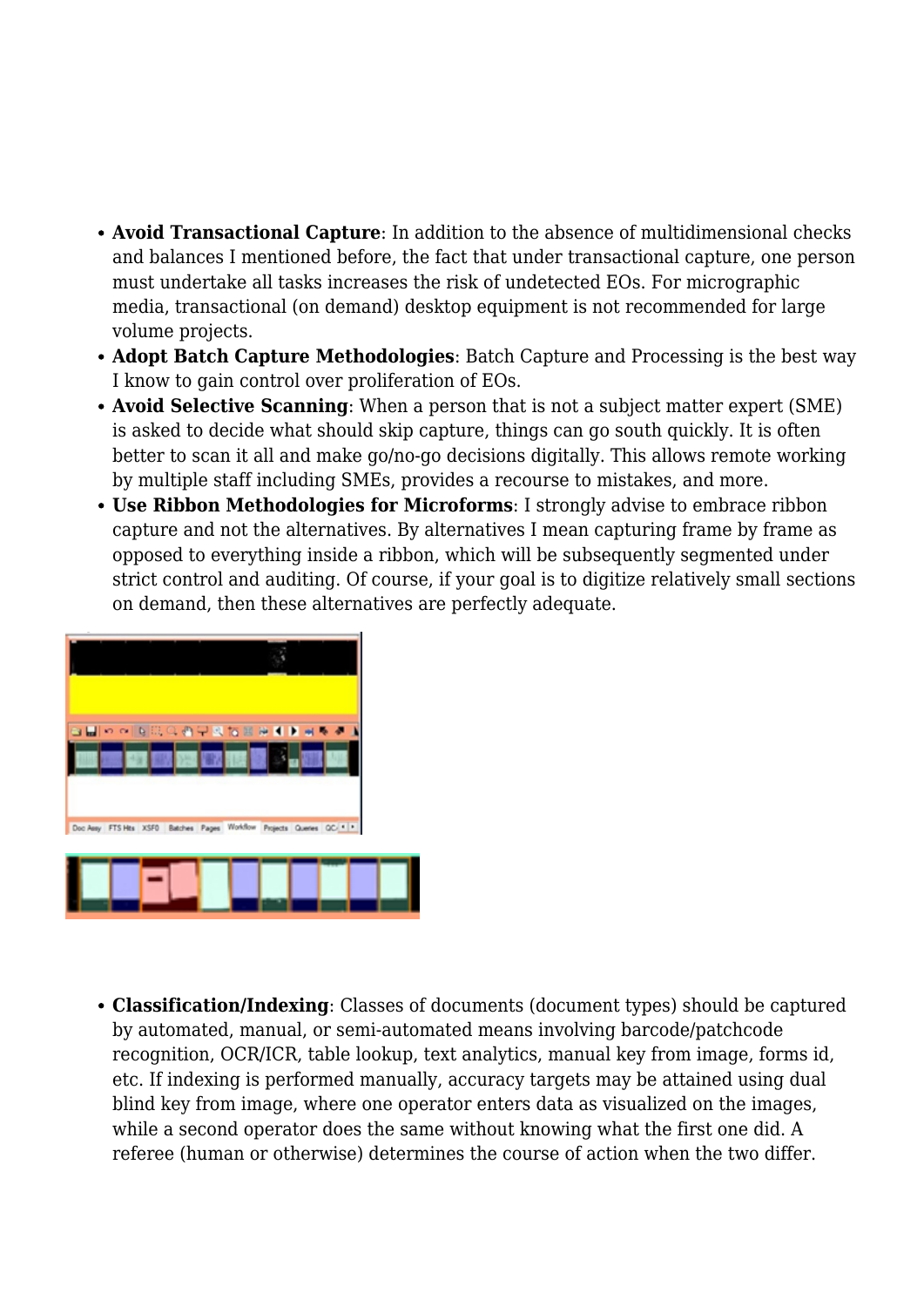- **Avoid Transactional Capture**: In addition to the absence of multidimensional checks and balances I mentioned before, the fact that under transactional capture, one person must undertake all tasks increases the risk of undetected EOs. For micrographic media, transactional (on demand) desktop equipment is not recommended for large volume projects.
- **Adopt Batch Capture Methodologies**: Batch Capture and Processing is the best way I know to gain control over proliferation of EOs.
- **Avoid Selective Scanning**: When a person that is not a subject matter expert (SME) is asked to decide what should skip capture, things can go south quickly. It is often better to scan it all and make go/no-go decisions digitally. This allows remote working by multiple staff including SMEs, provides a recourse to mistakes, and more.
- **Use Ribbon Methodologies for Microforms**: I strongly advise to embrace ribbon capture and not the alternatives. By alternatives I mean capturing frame by frame as opposed to everything inside a ribbon, which will be subsequently segmented under strict control and auditing. Of course, if your goal is to digitize relatively small sections on demand, then these alternatives are perfectly adequate.

- **Classification/Indexing**: Classes of documents (document types) should be captured by automated, manual, or semi-automated means involving barcode/patchcode recognition, OCR/ICR, table lookup, text analytics, manual key from image, forms id, etc. If indexing is performed manually, accuracy targets may be attained using dual blind key from image, where one operator enters data as visualized on the images, while a second operator does the same without knowing what the first one did. A referee (human or otherwise) determines the course of action when the two differ.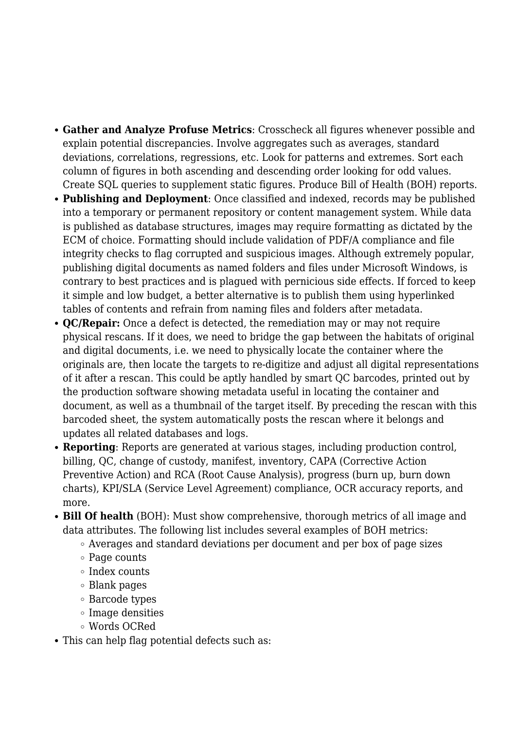- **Gather and Analyze Profuse Metrics**: Crosscheck all figures whenever possible and explain potential discrepancies. Involve aggregates such as averages, standard deviations, correlations, regressions, etc. Look for patterns and extremes. Sort each column of figures in both ascending and descending order looking for odd values. Create SQL queries to supplement static figures. Produce Bill of Health (BOH) reports.
- **Publishing and Deployment**: Once classified and indexed, records may be published into a temporary or permanent repository or content management system. While data is published as database structures, images may require formatting as dictated by the ECM of choice. Formatting should include validation of PDF/A compliance and file integrity checks to flag corrupted and suspicious images. Although extremely popular, publishing digital documents as named folders and files under Microsoft Windows, is contrary to best practices and is plagued with pernicious side effects. If forced to keep it simple and low budget, a better alternative is to publish them using hyperlinked tables of contents and refrain from naming files and folders after metadata.
- **QC/Repair:** Once a defect is detected, the remediation may or may not require physical rescans. If it does, we need to bridge the gap between the habitats of original and digital documents, i.e. we need to physically locate the container where the originals are, then locate the targets to re-digitize and adjust all digital representations of it after a rescan. This could be aptly handled by smart QC barcodes, printed out by the production software showing metadata useful in locating the container and document, as well as a thumbnail of the target itself. By preceding the rescan with this barcoded sheet, the system automatically posts the rescan where it belongs and updates all related databases and logs.
- **Reporting**: Reports are generated at various stages, including production control, billing, QC, change of custody, manifest, inventory, CAPA (Corrective Action Preventive Action) and RCA (Root Cause Analysis), progress (burn up, burn down charts), KPI/SLA (Service Level Agreement) compliance, OCR accuracy reports, and more.
- **Bill Of health** (BOH): Must show comprehensive, thorough metrics of all image and data attributes. The following list includes several examples of BOH metrics:
  - Averages and standard deviations per document and per box of page sizes
  - Page counts
  - Index counts
  - Blank pages
  - Barcode types
  - Image densities
  - Words OCRed
- This can help flag potential defects such as: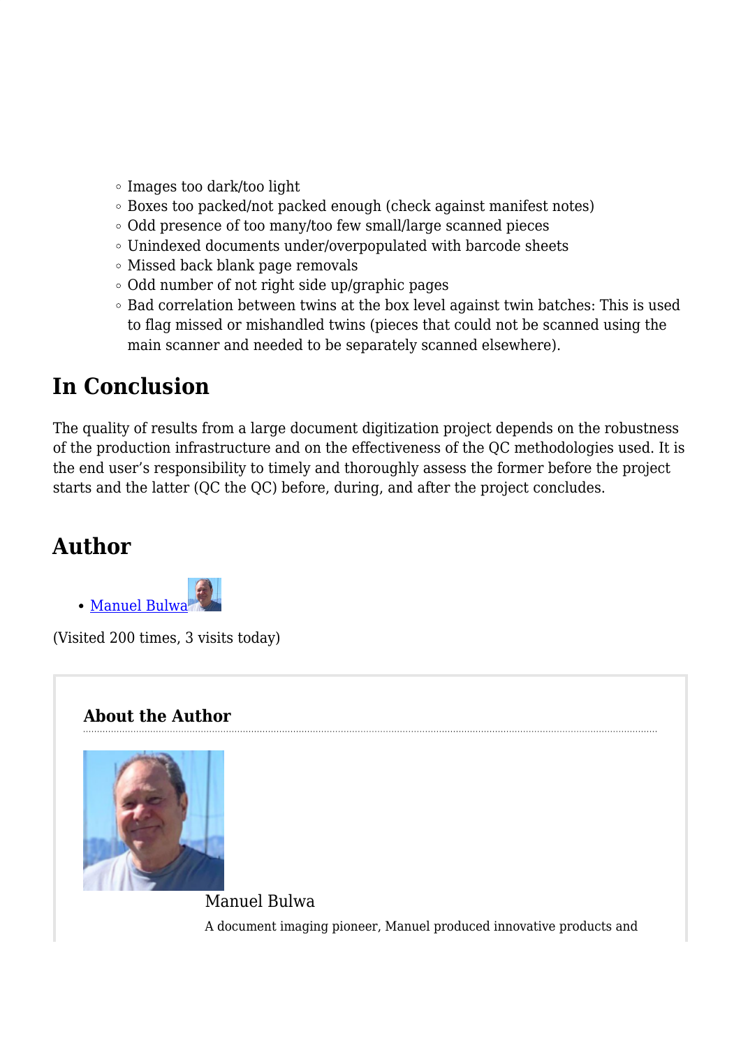- Images too dark/too light
- Boxes too packed/not packed enough (check against manifest notes)
- Odd presence of too many/too few small/large scanned pieces
- Unindexed documents under/overpopulated with barcode sheets
- Missed back blank page removals
- Odd number of not right side up/graphic pages
- Bad correlation between twins at the box level against twin batches: This is used to flag missed or mishandled twins (pieces that could not be scanned using the main scanner and needed to be separately scanned elsewhere).

## In Conclusion

The quality of results from a large document digitization project depends on the robustness of the production infrastructure and on the effectiveness of the QC methodologies used. It is the end user's responsibility to timely and thoroughly assess the former before the project starts and the latter (QC the QC) before, during, and after the project concludes.

## Author

- Manuel Bulwa

(Visited 200 times, 3 visits today)

### About the Author

Manuel Bulwa

A document imaging pioneer, Manuel produced innovative products and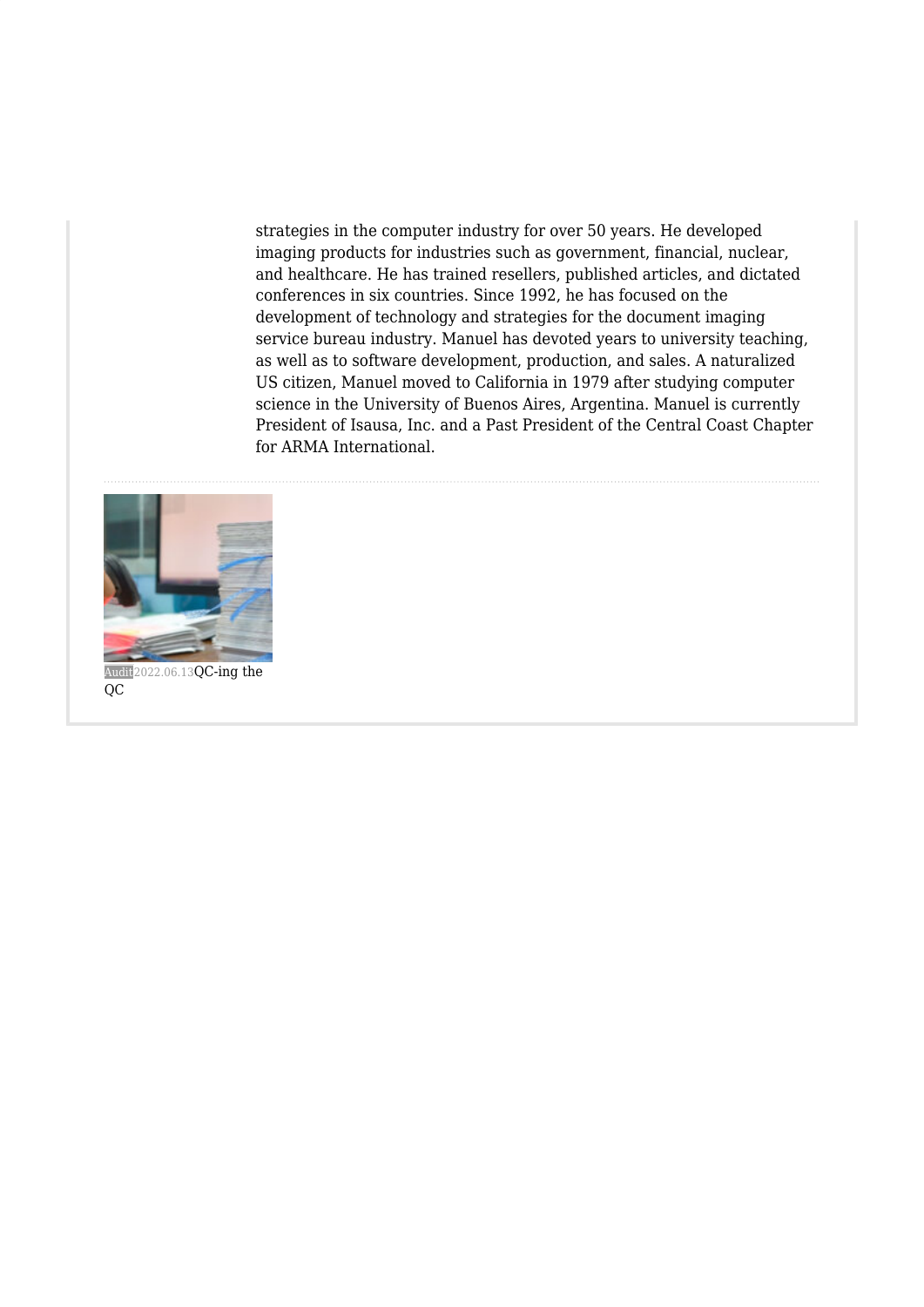strategies in the computer industry for over 50 years. He developed imaging products for industries such as government, financial, nuclear, and healthcare. He has trained resellers, published articles, and dictated conferences in six countries. Since 1992, he has focused on the development of technology and strategies for the document imaging service bureau industry. Manuel has devoted years to university teaching, as well as to software development, production, and sales. A naturalized US citizen, Manuel moved to California in 1979 after studying computer science in the University of Buenos Aires, Argentina. Manuel is currently President of Isausa, Inc. and a Past President of the Central Coast Chapter for ARMA International.

---

Audit 2022.06.13 QC-ing the QC